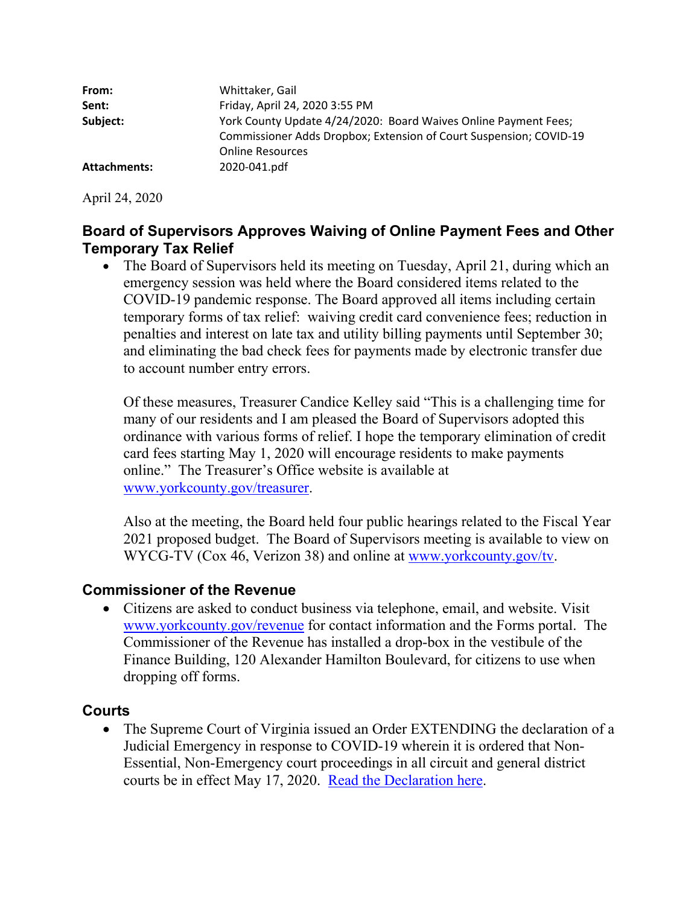**From:** Whittaker, Gail
**Sent:** Friday, April 24, 2020 3:55 PM
**Subject:** York County Update 4/24/2020: Board Waives Online Payment Fees; Commissioner Adds Dropbox; Extension of Court Suspension; COVID-19 Online Resources
**Attachments:** 2020-041.pdf

April 24, 2020

### Board of Supervisors Approves Waiving of Online Payment Fees and Other Temporary Tax Relief

- The Board of Supervisors held its meeting on Tuesday, April 21, during which an emergency session was held where the Board considered items related to the COVID-19 pandemic response. The Board approved all items including certain temporary forms of tax relief: waiving credit card convenience fees; reduction in penalties and interest on late tax and utility billing payments until September 30; and eliminating the bad check fees for payments made by electronic transfer due to account number entry errors.

  Of these measures, Treasurer Candice Kelley said "This is a challenging time for many of our residents and I am pleased the Board of Supervisors adopted this ordinance with various forms of relief. I hope the temporary elimination of credit card fees starting May 1, 2020 will encourage residents to make payments online." The Treasurer's Office website is available at www.yorkcounty.gov/treasurer.

  Also at the meeting, the Board held four public hearings related to the Fiscal Year 2021 proposed budget. The Board of Supervisors meeting is available to view on WYCG-TV (Cox 46, Verizon 38) and online at www.yorkcounty.gov/tv.

### Commissioner of the Revenue

- Citizens are asked to conduct business via telephone, email, and website. Visit www.yorkcounty.gov/revenue for contact information and the Forms portal. The Commissioner of the Revenue has installed a drop-box in the vestibule of the Finance Building, 120 Alexander Hamilton Boulevard, for citizens to use when dropping off forms.

### Courts

- The Supreme Court of Virginia issued an Order EXTENDING the declaration of a Judicial Emergency in response to COVID-19 wherein it is ordered that Non-Essential, Non-Emergency court proceedings in all circuit and general district courts be in effect May 17, 2020. Read the Declaration here.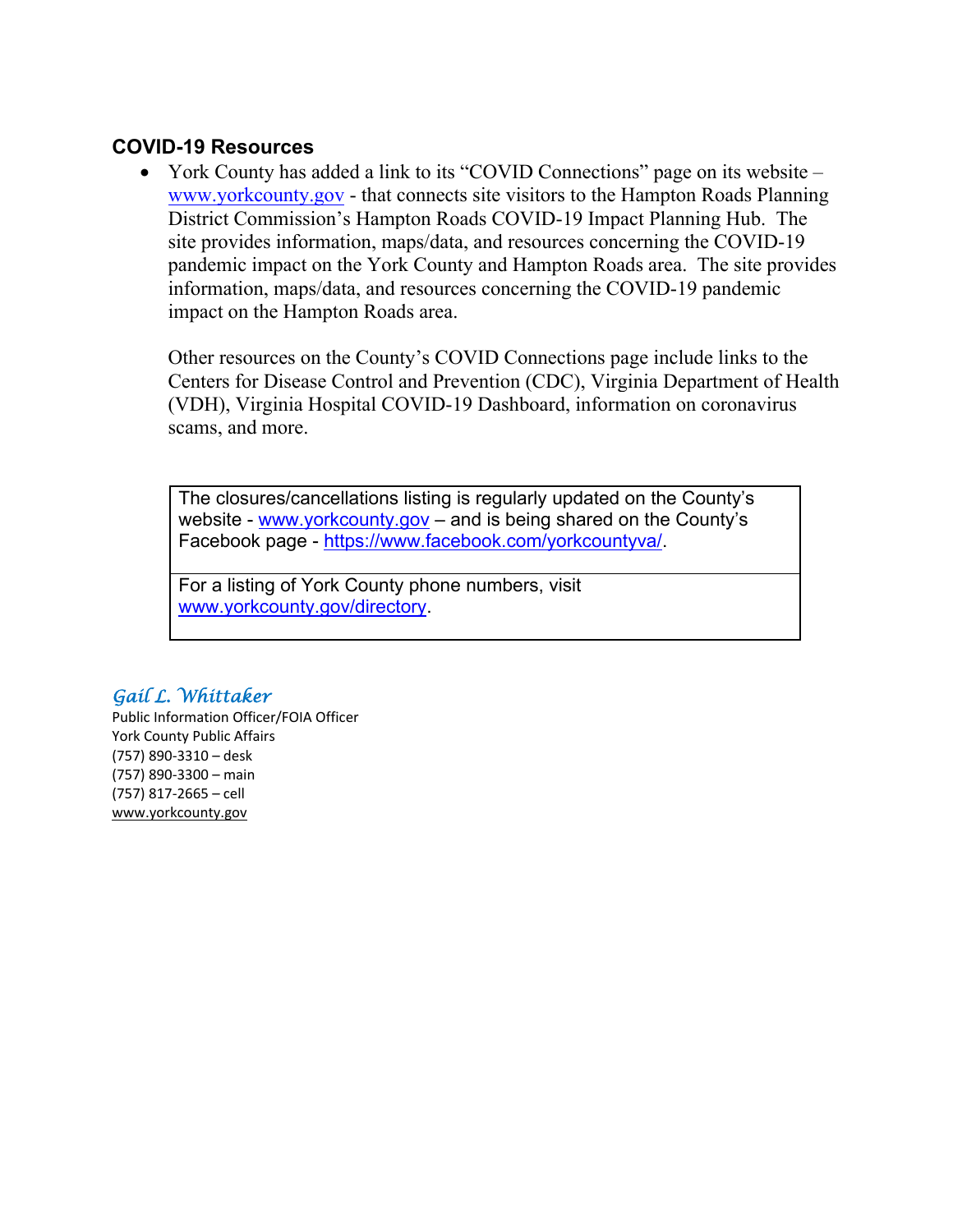### COVID-19 Resources

- York County has added a link to its "COVID Connections" page on its website – www.yorkcounty.gov - that connects site visitors to the Hampton Roads Planning District Commission's Hampton Roads COVID-19 Impact Planning Hub. The site provides information, maps/data, and resources concerning the COVID-19 pandemic impact on the York County and Hampton Roads area. The site provides information, maps/data, and resources concerning the COVID-19 pandemic impact on the Hampton Roads area.

  Other resources on the County's COVID Connections page include links to the Centers for Disease Control and Prevention (CDC), Virginia Department of Health (VDH), Virginia Hospital COVID-19 Dashboard, information on coronavirus scams, and more.

| The closures/cancellations listing is regularly updated on the County's website - www.yorkcounty.gov – and is being shared on the County's Facebook page - https://www.facebook.com/yorkcountyva/. |
|---|
| For a listing of York County phone numbers, visit www.yorkcounty.gov/directory. |

*Gail L. Whittaker*
Public Information Officer/FOIA Officer
York County Public Affairs
(757) 890-3310 – desk
(757) 890-3300 – main
(757) 817-2665 – cell
www.yorkcounty.gov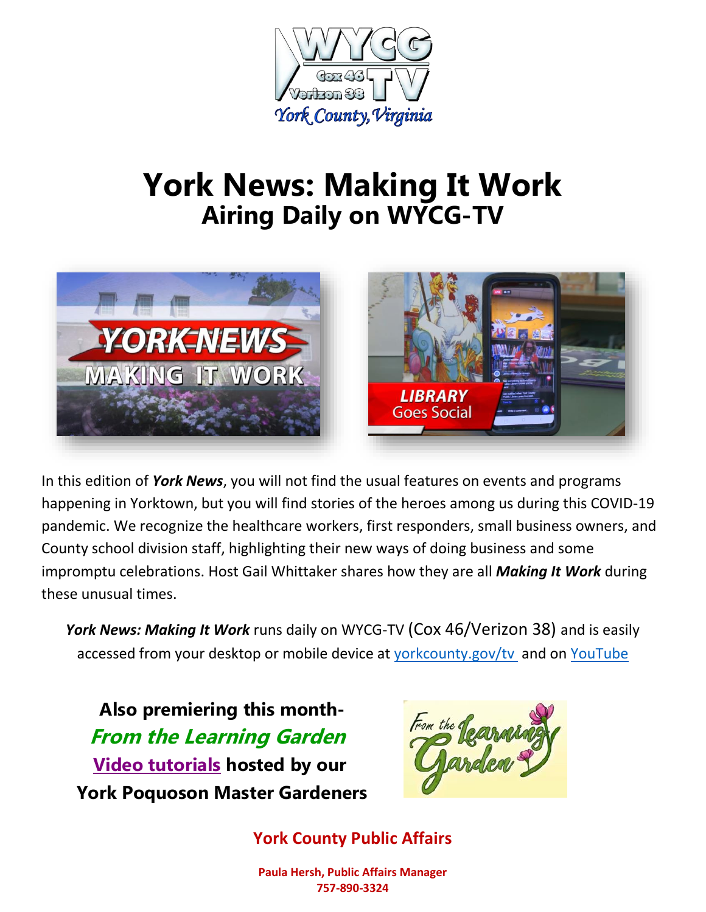# York News: Making It Work

## Airing Daily on WYCG-TV

In this edition of ***York News***, you will not find the usual features on events and programs happening in Yorktown, but you will find stories of the heroes among us during this COVID-19 pandemic. We recognize the healthcare workers, first responders, small business owners, and County school division staff, highlighting their new ways of doing business and some impromptu celebrations. Host Gail Whittaker shares how they are all ***Making It Work*** during these unusual times.

***York News: Making It Work*** runs daily on WYCG-TV (Cox 46/Verizon 38) and is easily accessed from your desktop or mobile device at yorkcounty.gov/tv and on YouTube

**Also premiering this month-**
***From the Learning Garden***
**Video tutorials hosted by our York Poquoson Master Gardeners**

**York County Public Affairs**

**Paula Hersh, Public Affairs Manager**
**757-890-3324**